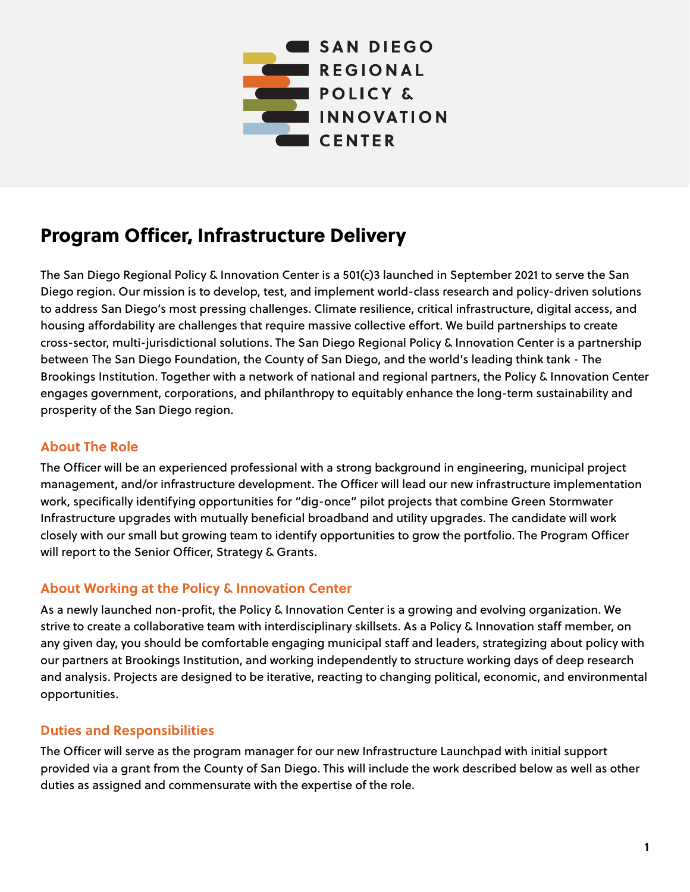SAN DIEGO REGIONAL POLICY & INNOVATION CENTER

# Program Officer, Infrastructure Delivery

The San Diego Regional Policy & Innovation Center is a 501(c)3 launched in September 2021 to serve the San Diego region. Our mission is to develop, test, and implement world-class research and policy-driven solutions to address San Diego's most pressing challenges. Climate resilience, critical infrastructure, digital access, and housing affordability are challenges that require massive collective effort. We build partnerships to create cross-sector, multi-jurisdictional solutions. The San Diego Regional Policy & Innovation Center is a partnership between The San Diego Foundation, the County of San Diego, and the world's leading think tank - The Brookings Institution. Together with a network of national and regional partners, the Policy & Innovation Center engages government, corporations, and philanthropy to equitably enhance the long-term sustainability and prosperity of the San Diego region.

## About The Role

The Officer will be an experienced professional with a strong background in engineering, municipal project management, and/or infrastructure development. The Officer will lead our new infrastructure implementation work, specifically identifying opportunities for "dig-once" pilot projects that combine Green Stormwater Infrastructure upgrades with mutually beneficial broadband and utility upgrades. The candidate will work closely with our small but growing team to identify opportunities to grow the portfolio. The Program Officer will report to the Senior Officer, Strategy & Grants.

## About Working at the Policy & Innovation Center

As a newly launched non-profit, the Policy & Innovation Center is a growing and evolving organization. We strive to create a collaborative team with interdisciplinary skillsets. As a Policy & Innovation staff member, on any given day, you should be comfortable engaging municipal staff and leaders, strategizing about policy with our partners at Brookings Institution, and working independently to structure working days of deep research and analysis. Projects are designed to be iterative, reacting to changing political, economic, and environmental opportunities.

## Duties and Responsibilities

The Officer will serve as the program manager for our new Infrastructure Launchpad with initial support provided via a grant from the County of San Diego. This will include the work described below as well as other duties as assigned and commensurate with the expertise of the role.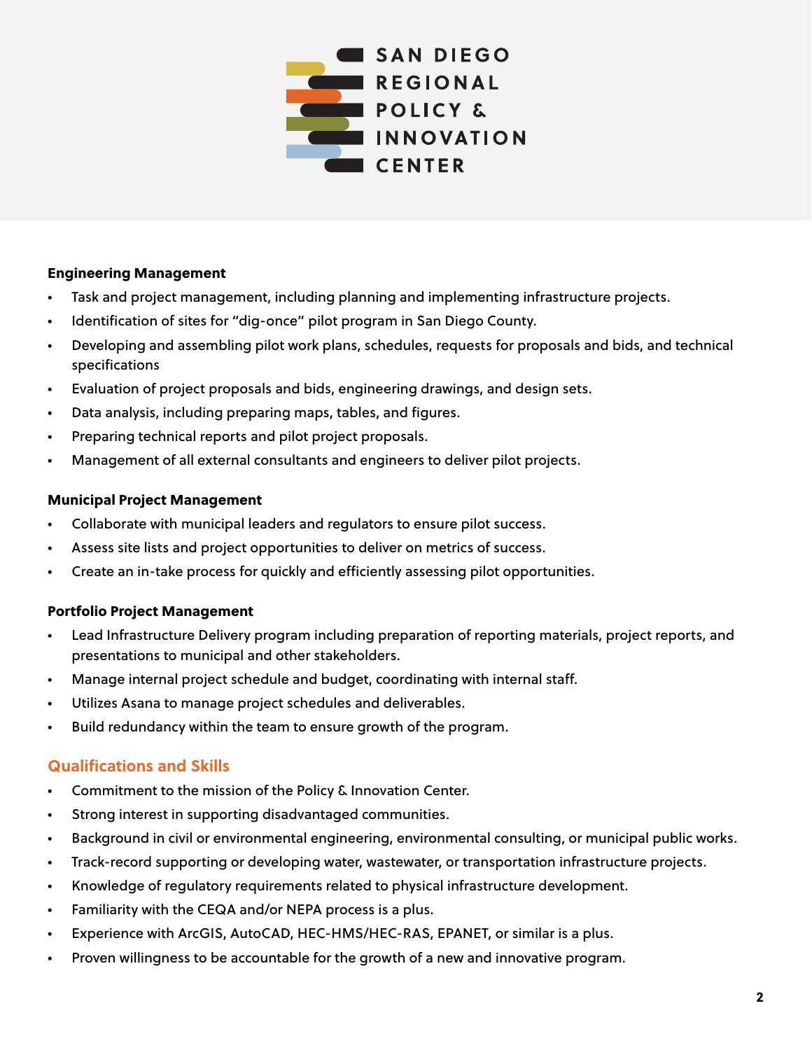**Engineering Management**

- Task and project management, including planning and implementing infrastructure projects.
- Identification of sites for "dig-once" pilot program in San Diego County.
- Developing and assembling pilot work plans, schedules, requests for proposals and bids, and technical specifications
- Evaluation of project proposals and bids, engineering drawings, and design sets.
- Data analysis, including preparing maps, tables, and figures.
- Preparing technical reports and pilot project proposals.
- Management of all external consultants and engineers to deliver pilot projects.

**Municipal Project Management**

- Collaborate with municipal leaders and regulators to ensure pilot success.
- Assess site lists and project opportunities to deliver on metrics of success.
- Create an in-take process for quickly and efficiently assessing pilot opportunities.

**Portfolio Project Management**

- Lead Infrastructure Delivery program including preparation of reporting materials, project reports, and presentations to municipal and other stakeholders.
- Manage internal project schedule and budget, coordinating with internal staff.
- Utilizes Asana to manage project schedules and deliverables.
- Build redundancy within the team to ensure growth of the program.

## Qualifications and Skills

- Commitment to the mission of the Policy & Innovation Center.
- Strong interest in supporting disadvantaged communities.
- Background in civil or environmental engineering, environmental consulting, or municipal public works.
- Track-record supporting or developing water, wastewater, or transportation infrastructure projects.
- Knowledge of regulatory requirements related to physical infrastructure development.
- Familiarity with the CEQA and/or NEPA process is a plus.
- Experience with ArcGIS, AutoCAD, HEC-HMS/HEC-RAS, EPANET, or similar is a plus.
- Proven willingness to be accountable for the growth of a new and innovative program.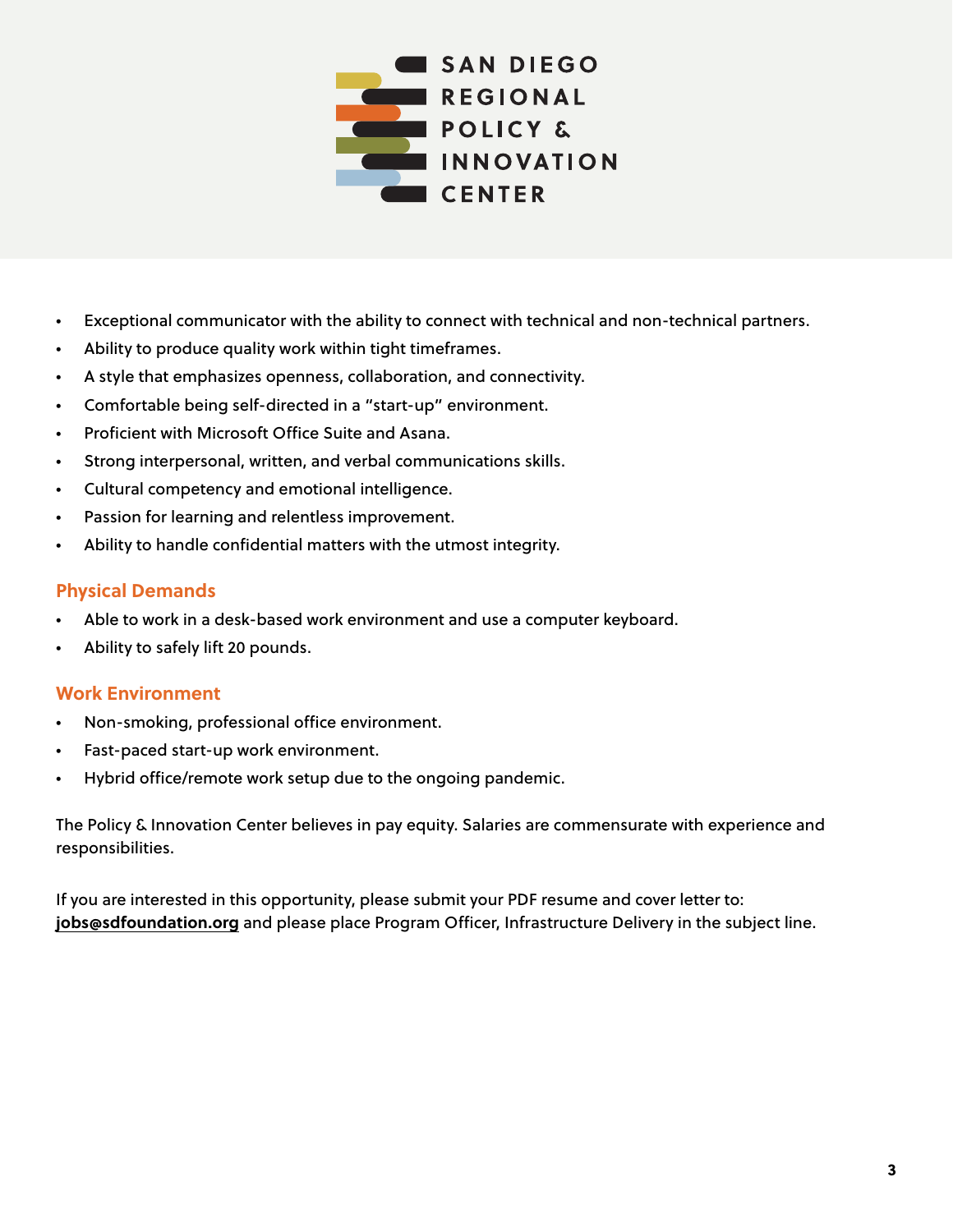- Exceptional communicator with the ability to connect with technical and non-technical partners.
- Ability to produce quality work within tight timeframes.
- A style that emphasizes openness, collaboration, and connectivity.
- Comfortable being self-directed in a "start-up" environment.
- Proficient with Microsoft Office Suite and Asana.
- Strong interpersonal, written, and verbal communications skills.
- Cultural competency and emotional intelligence.
- Passion for learning and relentless improvement.
- Ability to handle confidential matters with the utmost integrity.

## Physical Demands

- Able to work in a desk-based work environment and use a computer keyboard.
- Ability to safely lift 20 pounds.

## Work Environment

- Non-smoking, professional office environment.
- Fast-paced start-up work environment.
- Hybrid office/remote work setup due to the ongoing pandemic.

The Policy & Innovation Center believes in pay equity. Salaries are commensurate with experience and responsibilities.

If you are interested in this opportunity, please submit your PDF resume and cover letter to: **jobs@sdfoundation.org** and please place Program Officer, Infrastructure Delivery in the subject line.